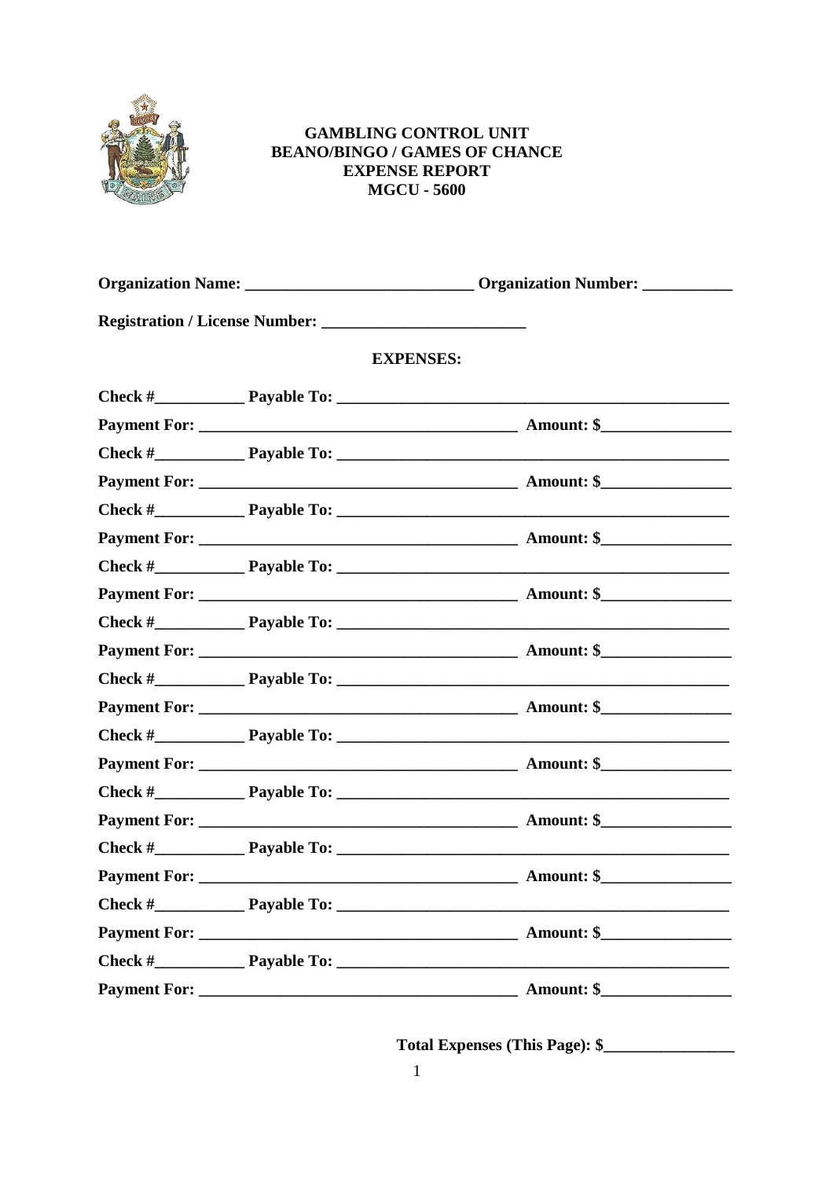**GAMBLING CONTROL UNIT**
**BEANO/BINGO / GAMES OF CHANCE**
**EXPENSE REPORT**
**MGCU - 5600**

**Organization Name: ____________________________ Organization Number: ___________**

**Registration / License Number: _________________________**

**EXPENSES:**

**Check #___________ Payable To: _________________________________________________**

**Payment For: _______________________________________ Amount: $________________**

**Check #___________ Payable To: _________________________________________________**

**Payment For: _______________________________________ Amount: $________________**

**Check #___________ Payable To: _________________________________________________**

**Payment For: _______________________________________ Amount: $________________**

**Check #___________ Payable To: _________________________________________________**

**Payment For: _______________________________________ Amount: $________________**

**Check #___________ Payable To: _________________________________________________**

**Payment For: _______________________________________ Amount: $________________**

**Check #___________ Payable To: _________________________________________________**

**Payment For: _______________________________________ Amount: $________________**

**Check #___________ Payable To: _________________________________________________**

**Payment For: _______________________________________ Amount: $________________**

**Check #___________ Payable To: _________________________________________________**

**Payment For: _______________________________________ Amount: $________________**

**Check #___________ Payable To: _________________________________________________**

**Payment For: _______________________________________ Amount: $________________**

**Check #___________ Payable To: _________________________________________________**

**Payment For: _______________________________________ Amount: $________________**

**Check #___________ Payable To: _________________________________________________**

**Payment For: _______________________________________ Amount: $________________**

**Total Expenses (This Page): $________________**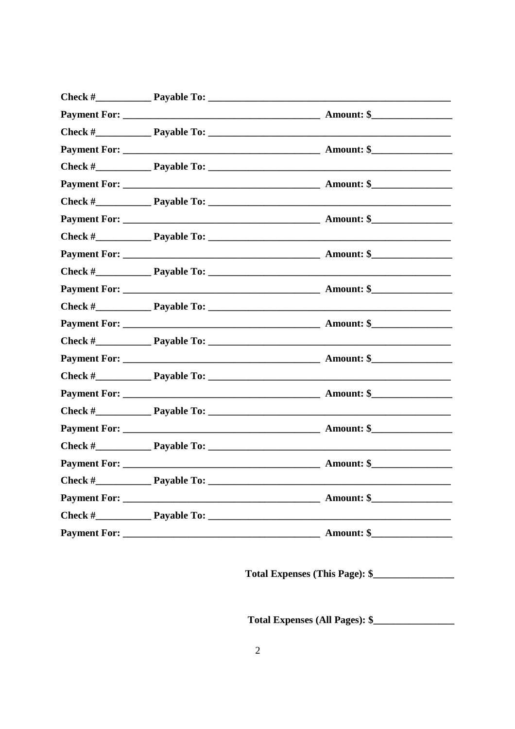**Check #\_\_\_\_\_\_\_\_\_\_\_ Payable To: \_\_\_\_\_\_\_\_\_\_\_\_\_\_\_\_\_\_\_\_\_\_\_\_\_\_\_\_\_\_\_\_\_\_\_\_\_\_\_\_\_\_\_\_\_\_\_\_\_\_**

**Payment For: \_\_\_\_\_\_\_\_\_\_\_\_\_\_\_\_\_\_\_\_\_\_\_\_\_\_\_\_\_\_\_\_\_\_\_\_\_\_\_\_ Amount: $\_\_\_\_\_\_\_\_\_\_\_\_\_\_\_\_**

**Check #\_\_\_\_\_\_\_\_\_\_\_ Payable To: \_\_\_\_\_\_\_\_\_\_\_\_\_\_\_\_\_\_\_\_\_\_\_\_\_\_\_\_\_\_\_\_\_\_\_\_\_\_\_\_\_\_\_\_\_\_\_\_\_\_**

**Payment For: \_\_\_\_\_\_\_\_\_\_\_\_\_\_\_\_\_\_\_\_\_\_\_\_\_\_\_\_\_\_\_\_\_\_\_\_\_\_\_\_ Amount: $\_\_\_\_\_\_\_\_\_\_\_\_\_\_\_\_**

**Check #\_\_\_\_\_\_\_\_\_\_\_ Payable To: \_\_\_\_\_\_\_\_\_\_\_\_\_\_\_\_\_\_\_\_\_\_\_\_\_\_\_\_\_\_\_\_\_\_\_\_\_\_\_\_\_\_\_\_\_\_\_\_\_\_**

**Payment For: \_\_\_\_\_\_\_\_\_\_\_\_\_\_\_\_\_\_\_\_\_\_\_\_\_\_\_\_\_\_\_\_\_\_\_\_\_\_\_\_ Amount: $\_\_\_\_\_\_\_\_\_\_\_\_\_\_\_\_**

**Check #\_\_\_\_\_\_\_\_\_\_\_ Payable To: \_\_\_\_\_\_\_\_\_\_\_\_\_\_\_\_\_\_\_\_\_\_\_\_\_\_\_\_\_\_\_\_\_\_\_\_\_\_\_\_\_\_\_\_\_\_\_\_\_\_**

**Payment For: \_\_\_\_\_\_\_\_\_\_\_\_\_\_\_\_\_\_\_\_\_\_\_\_\_\_\_\_\_\_\_\_\_\_\_\_\_\_\_\_ Amount: $\_\_\_\_\_\_\_\_\_\_\_\_\_\_\_\_**

**Check #\_\_\_\_\_\_\_\_\_\_\_ Payable To: \_\_\_\_\_\_\_\_\_\_\_\_\_\_\_\_\_\_\_\_\_\_\_\_\_\_\_\_\_\_\_\_\_\_\_\_\_\_\_\_\_\_\_\_\_\_\_\_\_\_**

**Payment For: \_\_\_\_\_\_\_\_\_\_\_\_\_\_\_\_\_\_\_\_\_\_\_\_\_\_\_\_\_\_\_\_\_\_\_\_\_\_\_\_ Amount: $\_\_\_\_\_\_\_\_\_\_\_\_\_\_\_\_**

**Check #\_\_\_\_\_\_\_\_\_\_\_ Payable To: \_\_\_\_\_\_\_\_\_\_\_\_\_\_\_\_\_\_\_\_\_\_\_\_\_\_\_\_\_\_\_\_\_\_\_\_\_\_\_\_\_\_\_\_\_\_\_\_\_\_**

**Payment For: \_\_\_\_\_\_\_\_\_\_\_\_\_\_\_\_\_\_\_\_\_\_\_\_\_\_\_\_\_\_\_\_\_\_\_\_\_\_\_\_ Amount: $\_\_\_\_\_\_\_\_\_\_\_\_\_\_\_\_**

**Check #\_\_\_\_\_\_\_\_\_\_\_ Payable To: \_\_\_\_\_\_\_\_\_\_\_\_\_\_\_\_\_\_\_\_\_\_\_\_\_\_\_\_\_\_\_\_\_\_\_\_\_\_\_\_\_\_\_\_\_\_\_\_\_\_**

**Payment For: \_\_\_\_\_\_\_\_\_\_\_\_\_\_\_\_\_\_\_\_\_\_\_\_\_\_\_\_\_\_\_\_\_\_\_\_\_\_\_\_ Amount: $\_\_\_\_\_\_\_\_\_\_\_\_\_\_\_\_**

**Check #\_\_\_\_\_\_\_\_\_\_\_ Payable To: \_\_\_\_\_\_\_\_\_\_\_\_\_\_\_\_\_\_\_\_\_\_\_\_\_\_\_\_\_\_\_\_\_\_\_\_\_\_\_\_\_\_\_\_\_\_\_\_\_\_**

**Payment For: \_\_\_\_\_\_\_\_\_\_\_\_\_\_\_\_\_\_\_\_\_\_\_\_\_\_\_\_\_\_\_\_\_\_\_\_\_\_\_\_ Amount: $\_\_\_\_\_\_\_\_\_\_\_\_\_\_\_\_**

**Check #\_\_\_\_\_\_\_\_\_\_\_ Payable To: \_\_\_\_\_\_\_\_\_\_\_\_\_\_\_\_\_\_\_\_\_\_\_\_\_\_\_\_\_\_\_\_\_\_\_\_\_\_\_\_\_\_\_\_\_\_\_\_\_\_**

**Payment For: \_\_\_\_\_\_\_\_\_\_\_\_\_\_\_\_\_\_\_\_\_\_\_\_\_\_\_\_\_\_\_\_\_\_\_\_\_\_\_\_ Amount: $\_\_\_\_\_\_\_\_\_\_\_\_\_\_\_\_**

**Check #\_\_\_\_\_\_\_\_\_\_\_ Payable To: \_\_\_\_\_\_\_\_\_\_\_\_\_\_\_\_\_\_\_\_\_\_\_\_\_\_\_\_\_\_\_\_\_\_\_\_\_\_\_\_\_\_\_\_\_\_\_\_\_\_**

**Payment For: \_\_\_\_\_\_\_\_\_\_\_\_\_\_\_\_\_\_\_\_\_\_\_\_\_\_\_\_\_\_\_\_\_\_\_\_\_\_\_\_ Amount: $\_\_\_\_\_\_\_\_\_\_\_\_\_\_\_\_**

**Check #\_\_\_\_\_\_\_\_\_\_\_ Payable To: \_\_\_\_\_\_\_\_\_\_\_\_\_\_\_\_\_\_\_\_\_\_\_\_\_\_\_\_\_\_\_\_\_\_\_\_\_\_\_\_\_\_\_\_\_\_\_\_\_\_**

**Payment For: \_\_\_\_\_\_\_\_\_\_\_\_\_\_\_\_\_\_\_\_\_\_\_\_\_\_\_\_\_\_\_\_\_\_\_\_\_\_\_\_ Amount: $\_\_\_\_\_\_\_\_\_\_\_\_\_\_\_\_**

**Check #\_\_\_\_\_\_\_\_\_\_\_ Payable To: \_\_\_\_\_\_\_\_\_\_\_\_\_\_\_\_\_\_\_\_\_\_\_\_\_\_\_\_\_\_\_\_\_\_\_\_\_\_\_\_\_\_\_\_\_\_\_\_\_\_**

**Payment For: \_\_\_\_\_\_\_\_\_\_\_\_\_\_\_\_\_\_\_\_\_\_\_\_\_\_\_\_\_\_\_\_\_\_\_\_\_\_\_\_ Amount: $\_\_\_\_\_\_\_\_\_\_\_\_\_\_\_\_**

**Check #\_\_\_\_\_\_\_\_\_\_\_ Payable To: \_\_\_\_\_\_\_\_\_\_\_\_\_\_\_\_\_\_\_\_\_\_\_\_\_\_\_\_\_\_\_\_\_\_\_\_\_\_\_\_\_\_\_\_\_\_\_\_\_\_**

**Payment For: \_\_\_\_\_\_\_\_\_\_\_\_\_\_\_\_\_\_\_\_\_\_\_\_\_\_\_\_\_\_\_\_\_\_\_\_\_\_\_\_ Amount: $\_\_\_\_\_\_\_\_\_\_\_\_\_\_\_\_**

**Total Expenses (This Page): $\_\_\_\_\_\_\_\_\_\_\_\_\_\_\_\_**

**Total Expenses (All Pages): $\_\_\_\_\_\_\_\_\_\_\_\_\_\_\_\_**